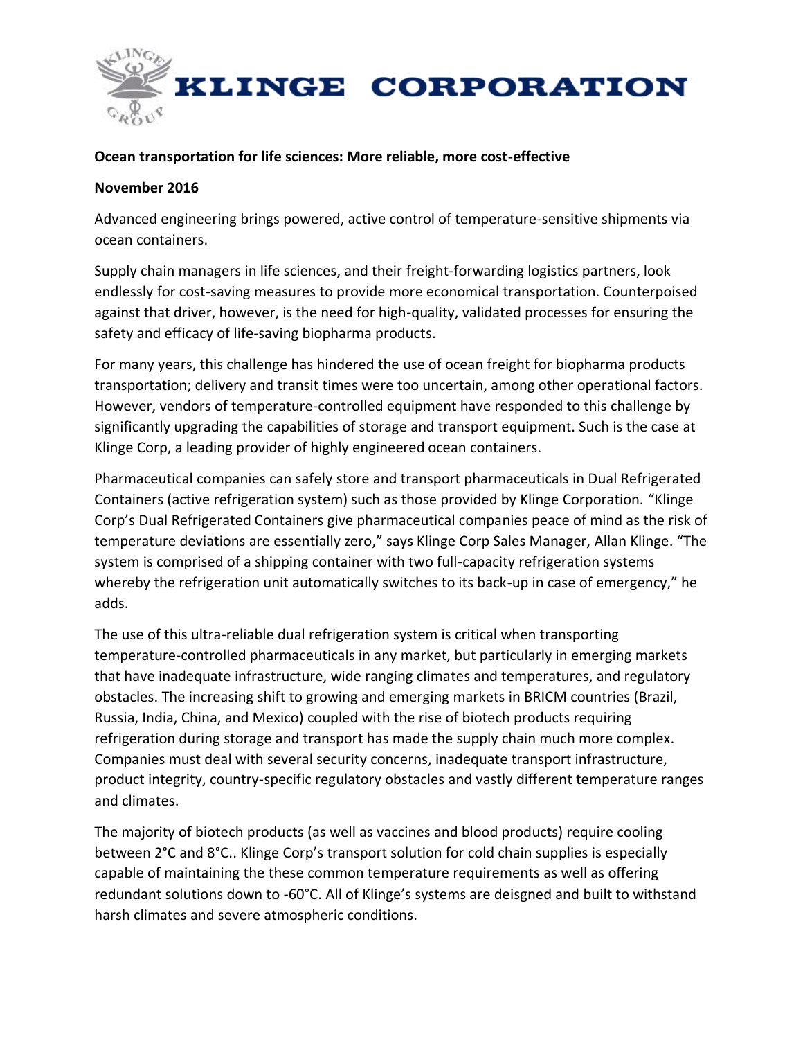# KLINGE CORPORATION

**Ocean transportation for life sciences: More reliable, more cost-effective**

**November 2016**

Advanced engineering brings powered, active control of temperature-sensitive shipments via ocean containers.

Supply chain managers in life sciences, and their freight-forwarding logistics partners, look endlessly for cost-saving measures to provide more economical transportation. Counterpoised against that driver, however, is the need for high-quality, validated processes for ensuring the safety and efficacy of life-saving biopharma products.

For many years, this challenge has hindered the use of ocean freight for biopharma products transportation; delivery and transit times were too uncertain, among other operational factors. However, vendors of temperature-controlled equipment have responded to this challenge by significantly upgrading the capabilities of storage and transport equipment. Such is the case at Klinge Corp, a leading provider of highly engineered ocean containers.

Pharmaceutical companies can safely store and transport pharmaceuticals in Dual Refrigerated Containers (active refrigeration system) such as those provided by Klinge Corporation. "Klinge Corp's Dual Refrigerated Containers give pharmaceutical companies peace of mind as the risk of temperature deviations are essentially zero," says Klinge Corp Sales Manager, Allan Klinge. "The system is comprised of a shipping container with two full-capacity refrigeration systems whereby the refrigeration unit automatically switches to its back-up in case of emergency," he adds.

The use of this ultra-reliable dual refrigeration system is critical when transporting temperature-controlled pharmaceuticals in any market, but particularly in emerging markets that have inadequate infrastructure, wide ranging climates and temperatures, and regulatory obstacles. The increasing shift to growing and emerging markets in BRICM countries (Brazil, Russia, India, China, and Mexico) coupled with the rise of biotech products requiring refrigeration during storage and transport has made the supply chain much more complex. Companies must deal with several security concerns, inadequate transport infrastructure, product integrity, country-specific regulatory obstacles and vastly different temperature ranges and climates.

The majority of biotech products (as well as vaccines and blood products) require cooling between 2°C and 8°C.. Klinge Corp's transport solution for cold chain supplies is especially capable of maintaining the these common temperature requirements as well as offering redundant solutions down to -60°C. All of Klinge's systems are deisgned and built to withstand harsh climates and severe atmospheric conditions.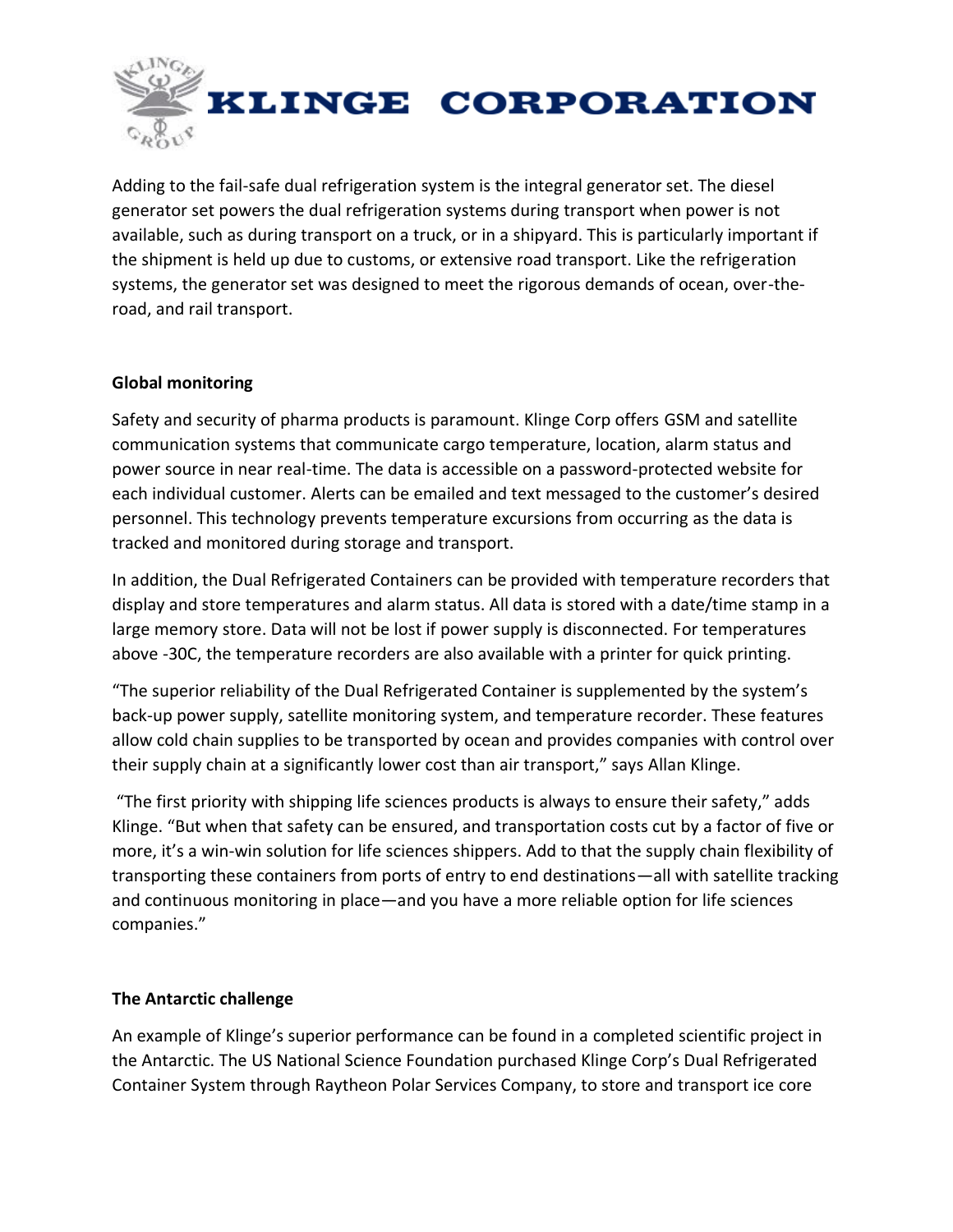Adding to the fail-safe dual refrigeration system is the integral generator set. The diesel generator set powers the dual refrigeration systems during transport when power is not available, such as during transport on a truck, or in a shipyard. This is particularly important if the shipment is held up due to customs, or extensive road transport. Like the refrigeration systems, the generator set was designed to meet the rigorous demands of ocean, over-the-road, and rail transport.

**Global monitoring**

Safety and security of pharma products is paramount. Klinge Corp offers GSM and satellite communication systems that communicate cargo temperature, location, alarm status and power source in near real-time. The data is accessible on a password-protected website for each individual customer. Alerts can be emailed and text messaged to the customer's desired personnel. This technology prevents temperature excursions from occurring as the data is tracked and monitored during storage and transport.

In addition, the Dual Refrigerated Containers can be provided with temperature recorders that display and store temperatures and alarm status. All data is stored with a date/time stamp in a large memory store. Data will not be lost if power supply is disconnected. For temperatures above -30C, the temperature recorders are also available with a printer for quick printing.

"The superior reliability of the Dual Refrigerated Container is supplemented by the system's back-up power supply, satellite monitoring system, and temperature recorder. These features allow cold chain supplies to be transported by ocean and provides companies with control over their supply chain at a significantly lower cost than air transport," says Allan Klinge.

"The first priority with shipping life sciences products is always to ensure their safety," adds Klinge. "But when that safety can be ensured, and transportation costs cut by a factor of five or more, it's a win-win solution for life sciences shippers. Add to that the supply chain flexibility of transporting these containers from ports of entry to end destinations—all with satellite tracking and continuous monitoring in place—and you have a more reliable option for life sciences companies."

**The Antarctic challenge**

An example of Klinge's superior performance can be found in a completed scientific project in the Antarctic. The US National Science Foundation purchased Klinge Corp's Dual Refrigerated Container System through Raytheon Polar Services Company, to store and transport ice core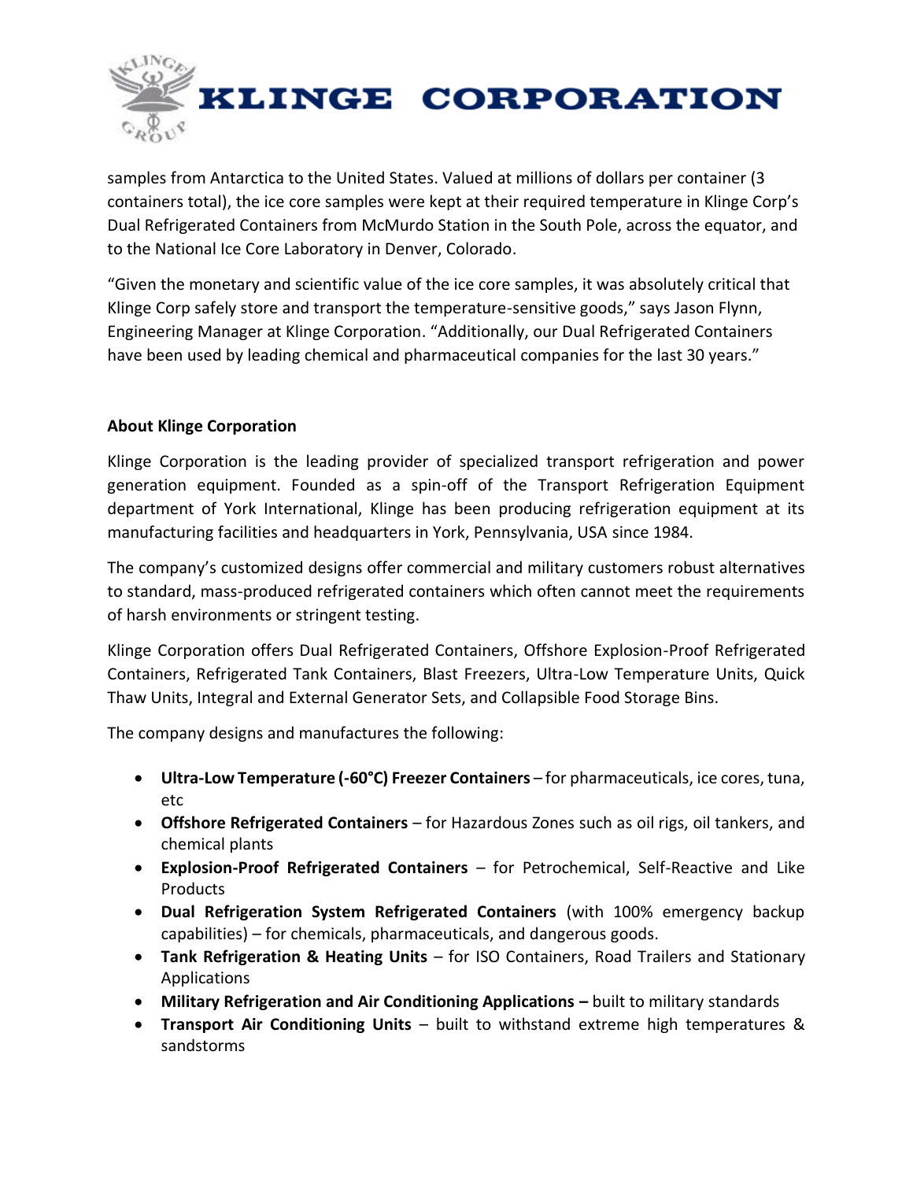samples from Antarctica to the United States. Valued at millions of dollars per container (3 containers total), the ice core samples were kept at their required temperature in Klinge Corp's Dual Refrigerated Containers from McMurdo Station in the South Pole, across the equator, and to the National Ice Core Laboratory in Denver, Colorado.

"Given the monetary and scientific value of the ice core samples, it was absolutely critical that Klinge Corp safely store and transport the temperature-sensitive goods," says Jason Flynn, Engineering Manager at Klinge Corporation. "Additionally, our Dual Refrigerated Containers have been used by leading chemical and pharmaceutical companies for the last 30 years."

**About Klinge Corporation**

Klinge Corporation is the leading provider of specialized transport refrigeration and power generation equipment. Founded as a spin-off of the Transport Refrigeration Equipment department of York International, Klinge has been producing refrigeration equipment at its manufacturing facilities and headquarters in York, Pennsylvania, USA since 1984.

The company's customized designs offer commercial and military customers robust alternatives to standard, mass-produced refrigerated containers which often cannot meet the requirements of harsh environments or stringent testing.

Klinge Corporation offers Dual Refrigerated Containers, Offshore Explosion-Proof Refrigerated Containers, Refrigerated Tank Containers, Blast Freezers, Ultra-Low Temperature Units, Quick Thaw Units, Integral and External Generator Sets, and Collapsible Food Storage Bins.

The company designs and manufactures the following:

- **Ultra-Low Temperature (-60°C) Freezer Containers** – for pharmaceuticals, ice cores, tuna, etc
- **Offshore Refrigerated Containers** – for Hazardous Zones such as oil rigs, oil tankers, and chemical plants
- **Explosion-Proof Refrigerated Containers** – for Petrochemical, Self-Reactive and Like Products
- **Dual Refrigeration System Refrigerated Containers** (with 100% emergency backup capabilities) – for chemicals, pharmaceuticals, and dangerous goods.
- **Tank Refrigeration & Heating Units** – for ISO Containers, Road Trailers and Stationary Applications
- **Military Refrigeration and Air Conditioning Applications –** built to military standards
- **Transport Air Conditioning Units** – built to withstand extreme high temperatures & sandstorms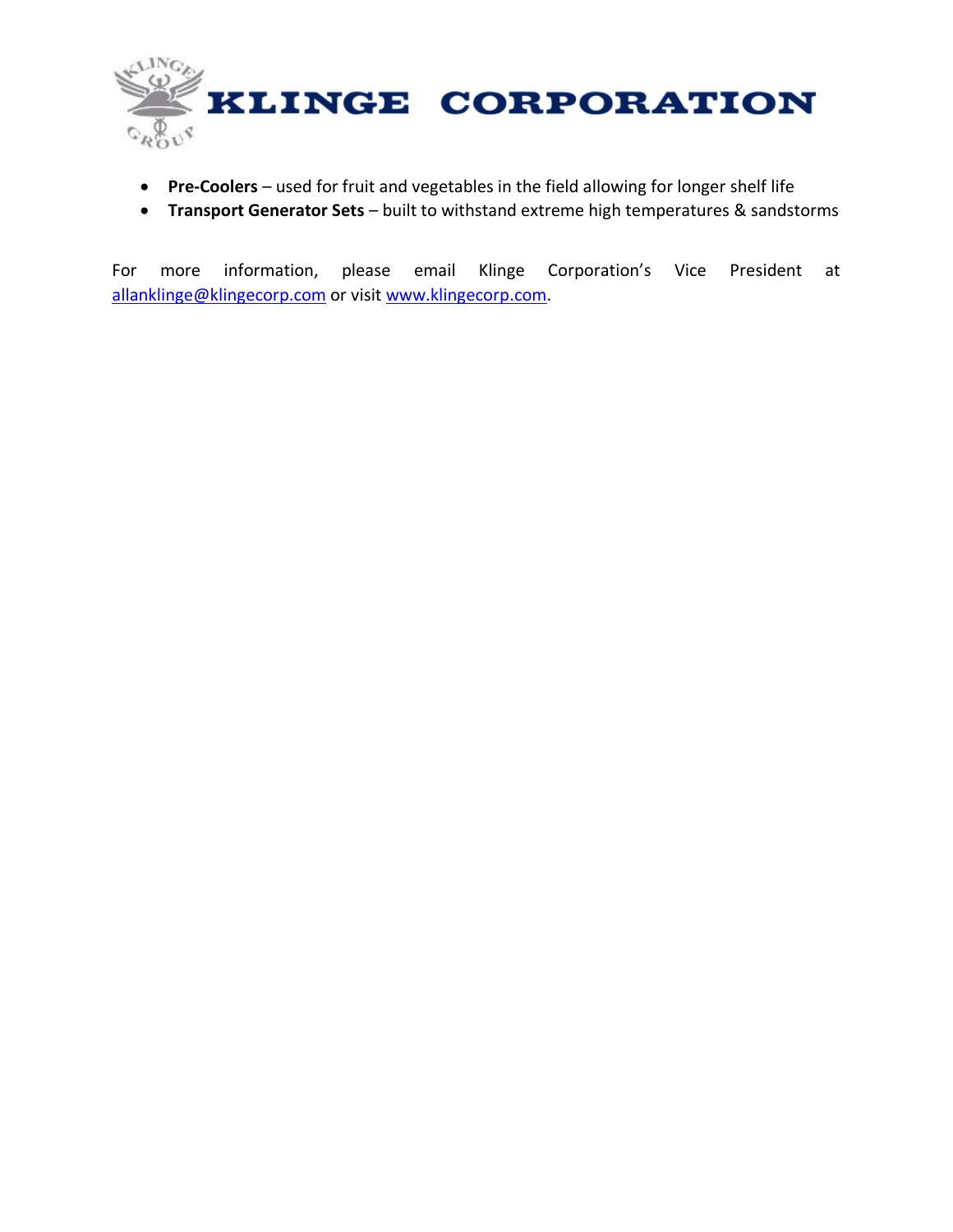**KLINGE CORPORATION**

- **Pre-Coolers** – used for fruit and vegetables in the field allowing for longer shelf life
- **Transport Generator Sets** – built to withstand extreme high temperatures & sandstorms

For more information, please email Klinge Corporation's Vice President at allanklinge@klingecorp.com or visit www.klingecorp.com.